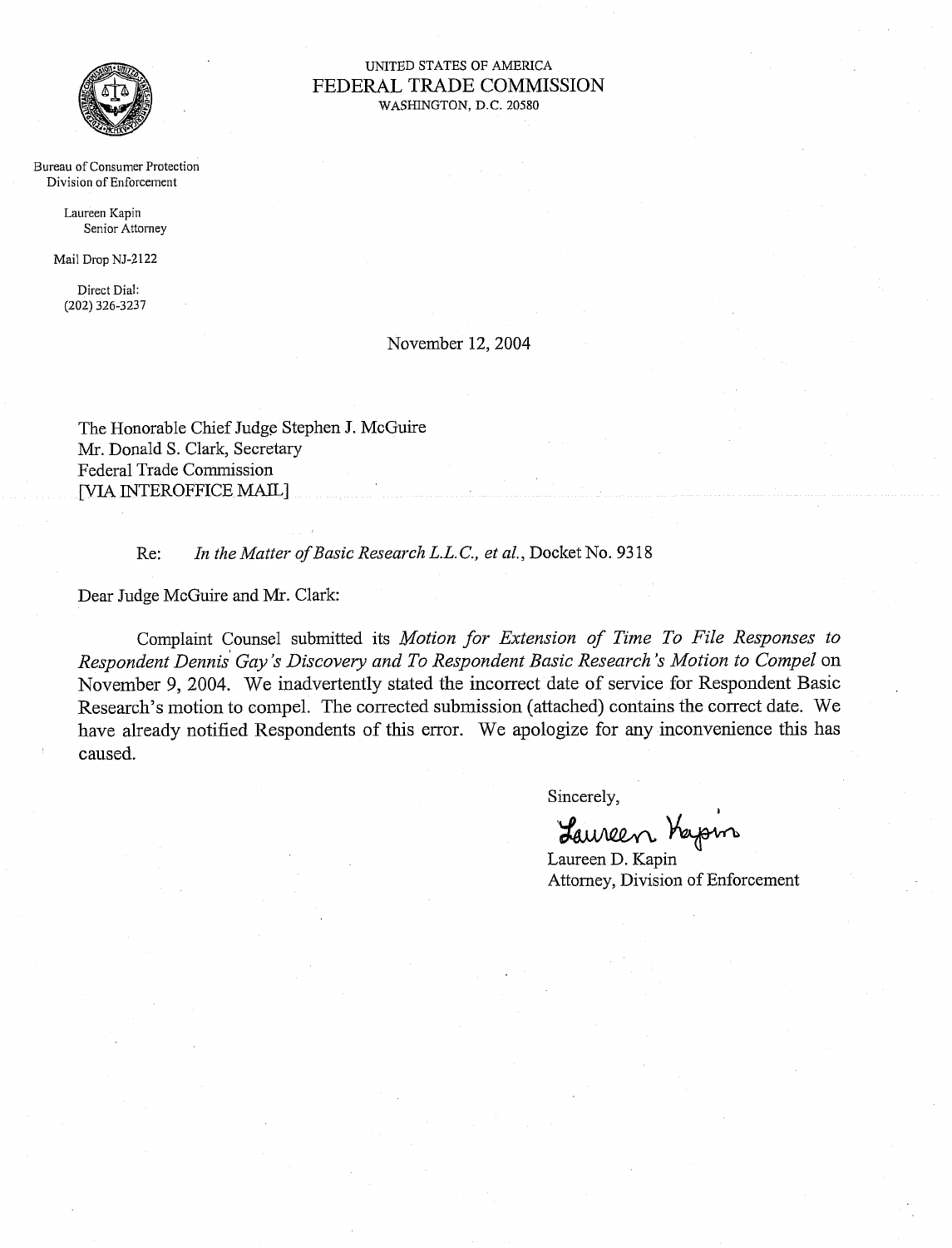UNITED STATES OF AMERICA
FEDERAL TRADE COMMISSION
WASHINGTON, D.C. 20580

Bureau of Consumer Protection
Division of Enforcement

Laureen Kapin
Senior Attorney

Mail Drop NJ-2122

Direct Dial:
(202) 326-3237

November 12, 2004

The Honorable Chief Judge Stephen J. McGuire
Mr. Donald S. Clark, Secretary
Federal Trade Commission
[VIA INTEROFFICE MAIL]

Re: *In the Matter of Basic Research L.L.C., et al.*, Docket No. 9318

Dear Judge McGuire and Mr. Clark:

Complaint Counsel submitted its *Motion for Extension of Time To File Responses to Respondent Dennis Gay's Discovery and To Respondent Basic Research's Motion to Compel* on November 9, 2004. We inadvertently stated the incorrect date of service for Respondent Basic Research's motion to compel. The corrected submission (attached) contains the correct date. We have already notified Respondents of this error. We apologize for any inconvenience this has caused.

Sincerely,

Laureen Kapin

Laureen D. Kapin
Attorney, Division of Enforcement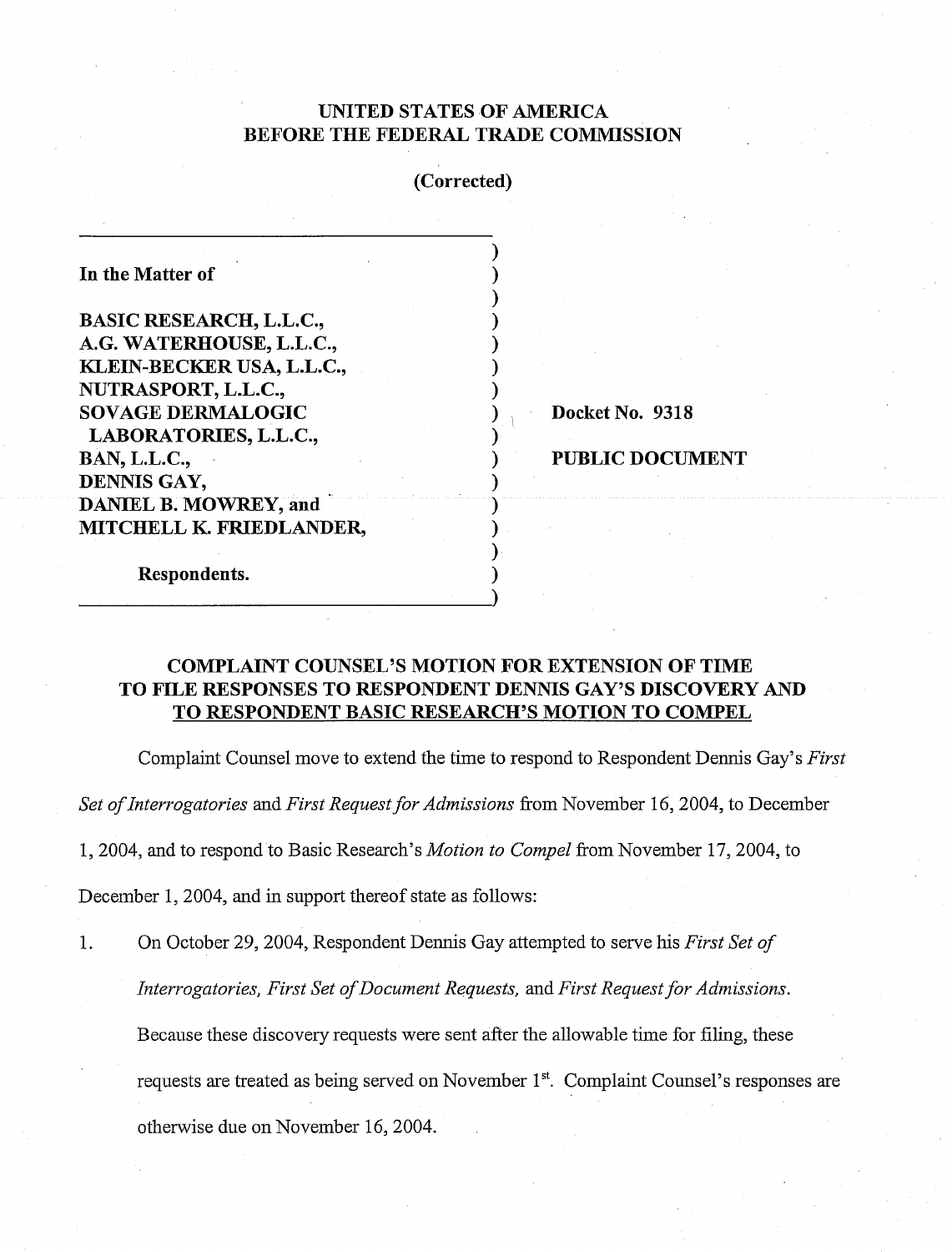**UNITED STATES OF AMERICA**
**BEFORE THE FEDERAL TRADE COMMISSION**

**(Corrected)**

| | |
|---|---|
| **In the Matter of** | |
| | |
| **BASIC RESEARCH, L.L.C.,** | |
| **A.G. WATERHOUSE, L.L.C.,** | |
| **KLEIN-BECKER USA, L.L.C.,** | |
| **NUTRASPORT, L.L.C.,** | |
| **SOVAGE DERMALOGIC** | **Docket No. 9318** |
| **LABORATORIES, L.L.C.,** | |
| **BAN, L.L.C.,** | **PUBLIC DOCUMENT** |
| **DENNIS GAY,** | |
| **DANIEL B. MOWREY, and** | |
| **MITCHELL K. FRIEDLANDER,** | |
| | |
| **Respondents.** | |

## COMPLAINT COUNSEL'S MOTION FOR EXTENSION OF TIME TO FILE RESPONSES TO RESPONDENT DENNIS GAY'S DISCOVERY AND TO RESPONDENT BASIC RESEARCH'S MOTION TO COMPEL

Complaint Counsel move to extend the time to respond to Respondent Dennis Gay's *First Set of Interrogatories* and *First Request for Admissions* from November 16, 2004, to December 1, 2004, and to respond to Basic Research's *Motion to Compel* from November 17, 2004, to December 1, 2004, and in support thereof state as follows:

1. On October 29, 2004, Respondent Dennis Gay attempted to serve his *First Set of Interrogatories, First Set of Document Requests,* and *First Request for Admissions*. Because these discovery requests were sent after the allowable time for filing, these requests are treated as being served on November 1st. Complaint Counsel's responses are otherwise due on November 16, 2004.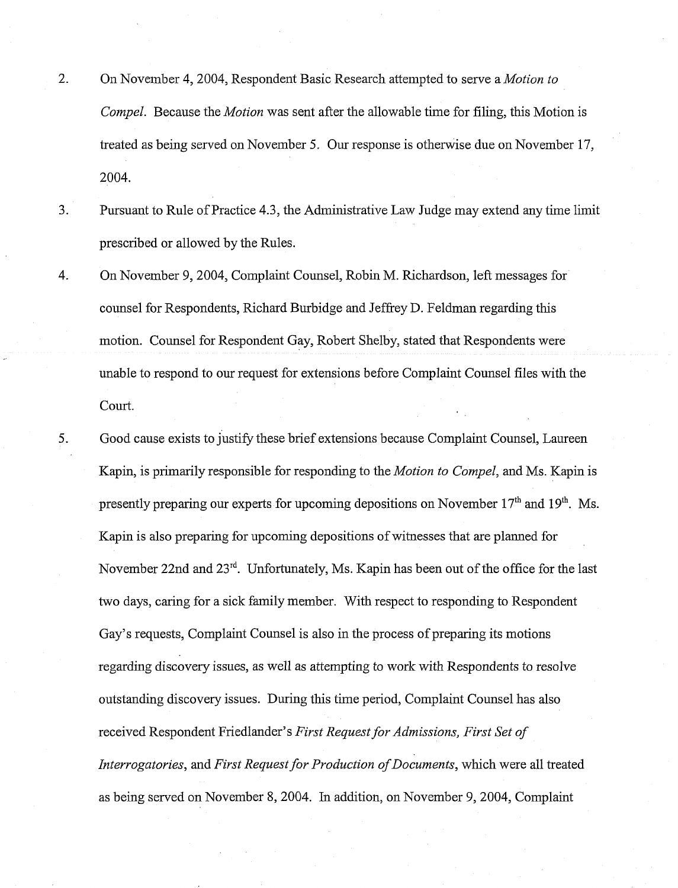2. On November 4, 2004, Respondent Basic Research attempted to serve a *Motion to Compel*. Because the *Motion* was sent after the allowable time for filing, this Motion is treated as being served on November 5. Our response is otherwise due on November 17, 2004.

3. Pursuant to Rule of Practice 4.3, the Administrative Law Judge may extend any time limit prescribed or allowed by the Rules.

4. On November 9, 2004, Complaint Counsel, Robin M. Richardson, left messages for counsel for Respondents, Richard Burbidge and Jeffrey D. Feldman regarding this motion. Counsel for Respondent Gay, Robert Shelby, stated that Respondents were unable to respond to our request for extensions before Complaint Counsel files with the Court.

5. Good cause exists to justify these brief extensions because Complaint Counsel, Laureen Kapin, is primarily responsible for responding to the *Motion to Compel*, and Ms. Kapin is presently preparing our experts for upcoming depositions on November 17th and 19th. Ms. Kapin is also preparing for upcoming depositions of witnesses that are planned for November 22nd and 23rd. Unfortunately, Ms. Kapin has been out of the office for the last two days, caring for a sick family member. With respect to responding to Respondent Gay's requests, Complaint Counsel is also in the process of preparing its motions regarding discovery issues, as well as attempting to work with Respondents to resolve outstanding discovery issues. During this time period, Complaint Counsel has also received Respondent Friedlander's *First Request for Admissions, First Set of Interrogatories*, and *First Request for Production of Documents*, which were all treated as being served on November 8, 2004. In addition, on November 9, 2004, Complaint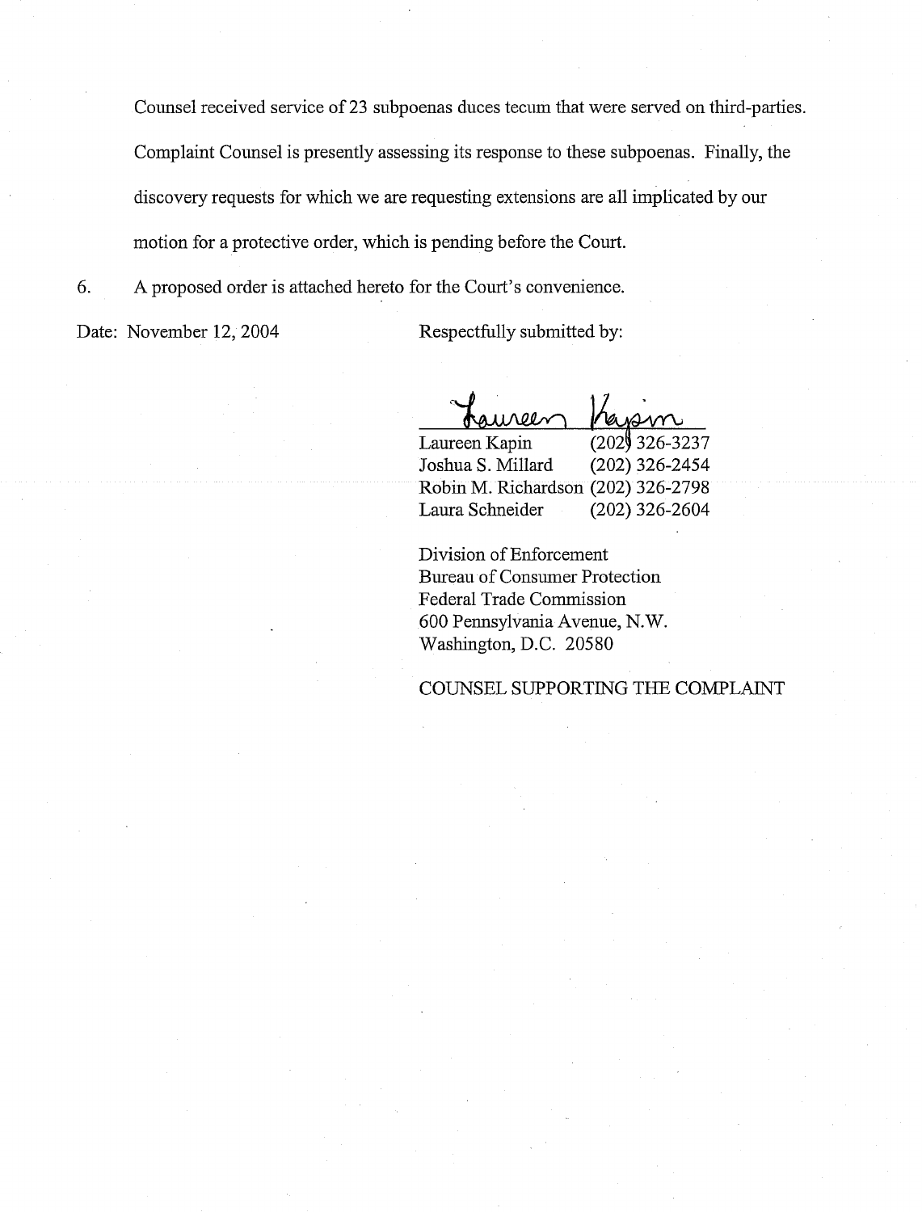Counsel received service of 23 subpoenas duces tecum that were served on third-parties. Complaint Counsel is presently assessing its response to these subpoenas. Finally, the discovery requests for which we are requesting extensions are all implicated by our motion for a protective order, which is pending before the Court.

6. A proposed order is attached hereto for the Court's convenience.

Date: November 12, 2004

Respectfully submitted by:

Laureen Kapin

| | |
|---|---|
| Laureen Kapin | (202) 326-3237 |
| Joshua S. Millard | (202) 326-2454 |
| Robin M. Richardson | (202) 326-2798 |
| Laura Schneider | (202) 326-2604 |

Division of Enforcement
Bureau of Consumer Protection
Federal Trade Commission
600 Pennsylvania Avenue, N.W.
Washington, D.C. 20580

COUNSEL SUPPORTING THE COMPLAINT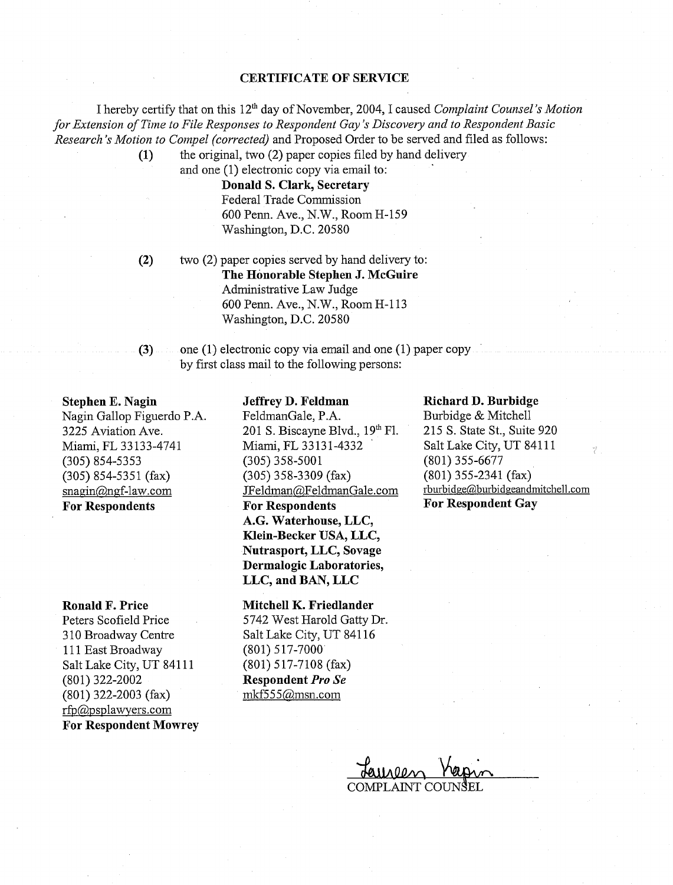**CERTIFICATE OF SERVICE**

I hereby certify that on this 12th day of November, 2004, I caused *Complaint Counsel's Motion for Extension of Time to File Responses to Respondent Gay's Discovery and to Respondent Basic Research's Motion to Compel (corrected)* and Proposed Order to be served and filed as follows:

(1) the original, two (2) paper copies filed by hand delivery and one (1) electronic copy via email to:
**Donald S. Clark, Secretary**
Federal Trade Commission
600 Penn. Ave., N.W., Room H-159
Washington, D.C. 20580

(2) two (2) paper copies served by hand delivery to:
**The Honorable Stephen J. McGuire**
Administrative Law Judge
600 Penn. Ave., N.W., Room H-113
Washington, D.C. 20580

(3) one (1) electronic copy via email and one (1) paper copy by first class mail to the following persons:

**Stephen E. Nagin**
Nagin Gallop Figuerdo P.A.
3225 Aviation Ave.
Miami, FL 33133-4741
(305) 854-5353
(305) 854-5351 (fax)
snagin@ngf-law.com
**For Respondents**

**Jeffrey D. Feldman**
FeldmanGale, P.A.
201 S. Biscayne Blvd., 19th Fl.
Miami, FL 33131-4332
(305) 358-5001
(305) 358-3309 (fax)
JFeldman@FeldmanGale.com
**For Respondents A.G. Waterhouse, LLC, Klein-Becker USA, LLC, Nutrasport, LLC, Sovage Dermalogic Laboratories, LLC, and BAN, LLC**

**Richard D. Burbidge**
Burbidge & Mitchell
215 S. State St., Suite 920
Salt Lake City, UT 84111
(801) 355-6677
(801) 355-2341 (fax)
rburbidge@burbidgeandmitchell.com
**For Respondent Gay**

**Ronald F. Price**
Peters Scofield Price
310 Broadway Centre
111 East Broadway
Salt Lake City, UT 84111
(801) 322-2002
(801) 322-2003 (fax)
rfp@psplawyers.com
**For Respondent Mowrey**

**Mitchell K. Friedlander**
5742 West Harold Gatty Dr.
Salt Lake City, UT 84116
(801) 517-7000
(801) 517-7108 (fax)
**Respondent *Pro Se***
mkf555@msn.com

Laureen Kapin
COMPLAINT COUNSEL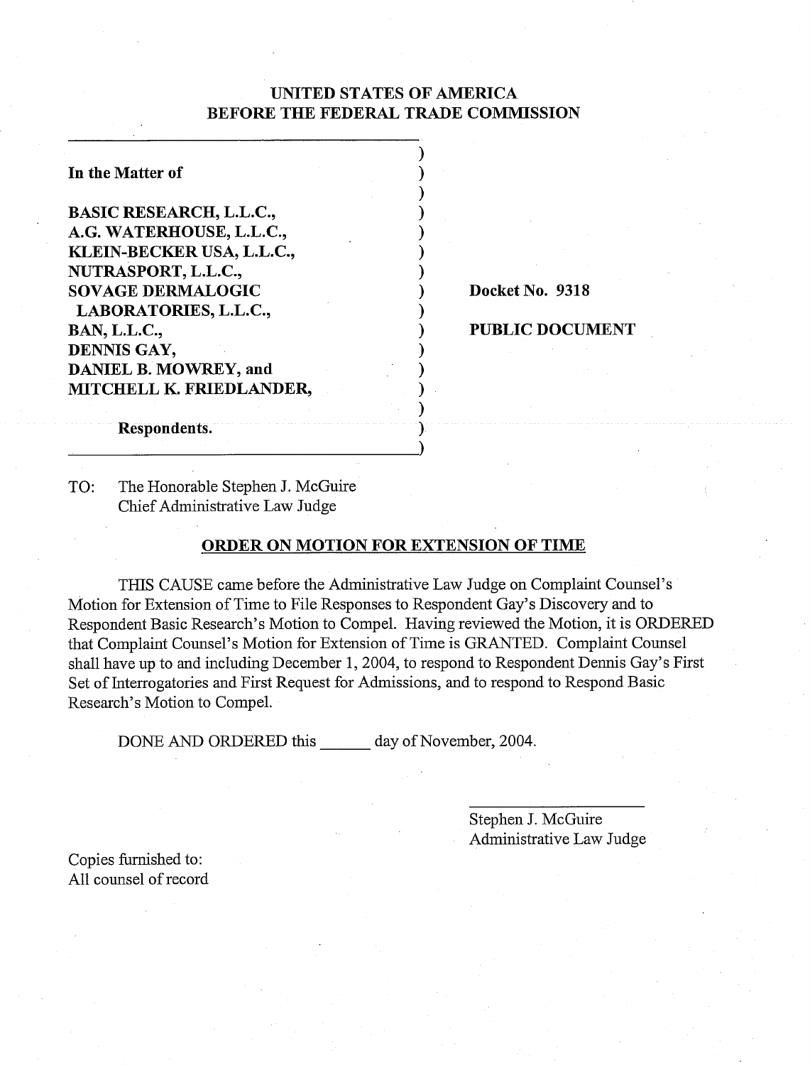**UNITED STATES OF AMERICA**
**BEFORE THE FEDERAL TRADE COMMISSION**

| | |
|---|---|
| **In the Matter of** | |
| | |
| **BASIC RESEARCH, L.L.C.,** | |
| **A.G. WATERHOUSE, L.L.C.,** | |
| **KLEIN-BECKER USA, L.L.C.,** | |
| **NUTRASPORT, L.L.C.,** | |
| **SOVAGE DERMALOGIC** | **Docket No. 9318** |
| **LABORATORIES, L.L.C.,** | |
| **BAN, L.L.C.,** | **PUBLIC DOCUMENT** |
| **DENNIS GAY,** | |
| **DANIEL B. MOWREY, and** | |
| **MITCHELL K. FRIEDLANDER,** | |
| | |
| **Respondents.** | |

TO: The Honorable Stephen J. McGuire
Chief Administrative Law Judge

**ORDER ON MOTION FOR EXTENSION OF TIME**

THIS CAUSE came before the Administrative Law Judge on Complaint Counsel's Motion for Extension of Time to File Responses to Respondent Gay's Discovery and to Respondent Basic Research's Motion to Compel. Having reviewed the Motion, it is ORDERED that Complaint Counsel's Motion for Extension of Time is GRANTED. Complaint Counsel shall have up to and including December 1, 2004, to respond to Respondent Dennis Gay's First Set of Interrogatories and First Request for Admissions, and to respond to Respond Basic Research's Motion to Compel.

DONE AND ORDERED this ______ day of November, 2004.

Stephen J. McGuire
Administrative Law Judge

Copies furnished to:
All counsel of record